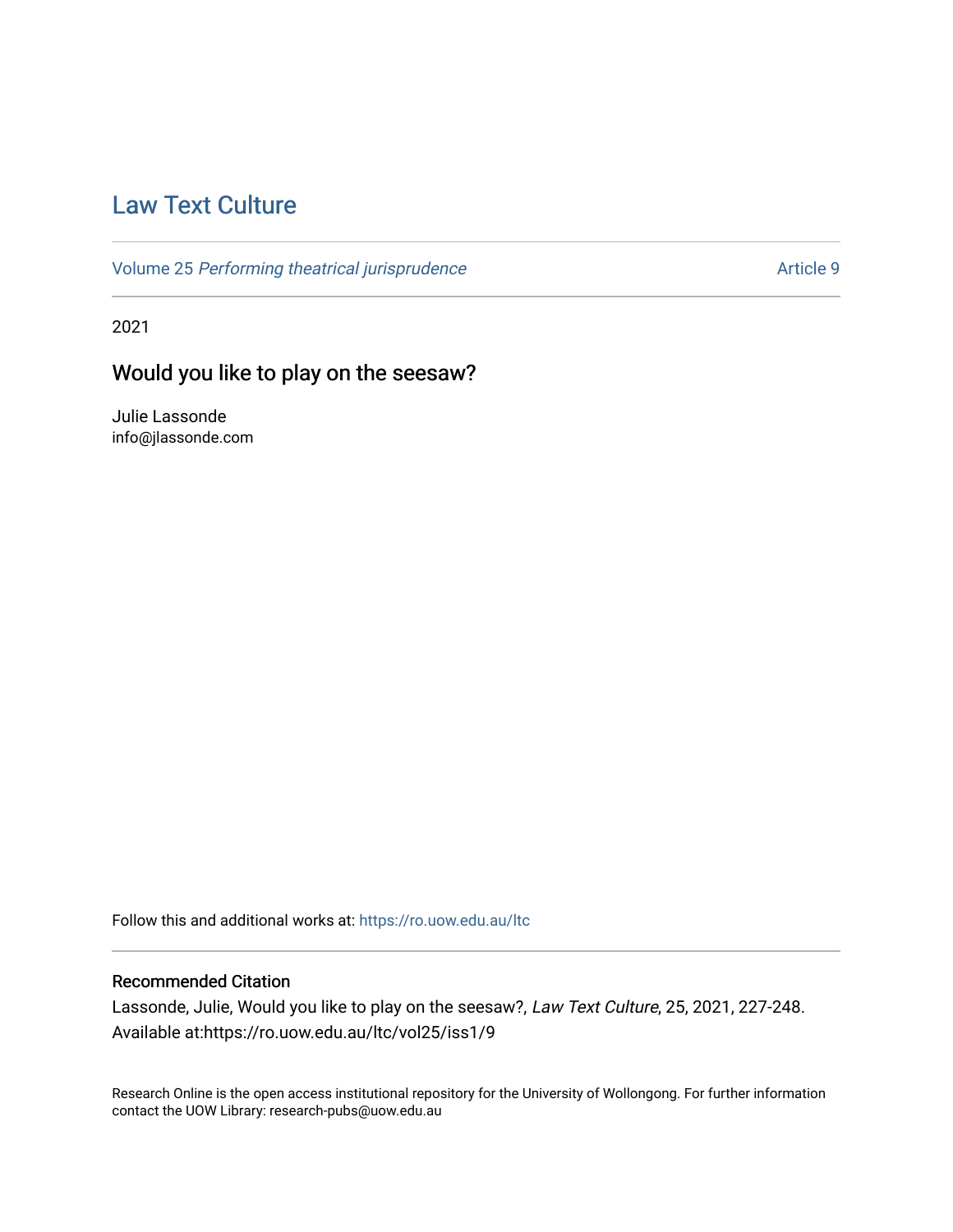# Law Text Culture

Volume 25 *Performing theatrical jurisprudence* Article 9

2021

## Would you like to play on the seesaw?

Julie Lassonde
info@jlassonde.com

Follow this and additional works at: https://ro.uow.edu.au/ltc

### Recommended Citation

Lassonde, Julie, Would you like to play on the seesaw?, *Law Text Culture*, 25, 2021, 227-248.
Available at:https://ro.uow.edu.au/ltc/vol25/iss1/9

Research Online is the open access institutional repository for the University of Wollongong. For further information contact the UOW Library: research-pubs@uow.edu.au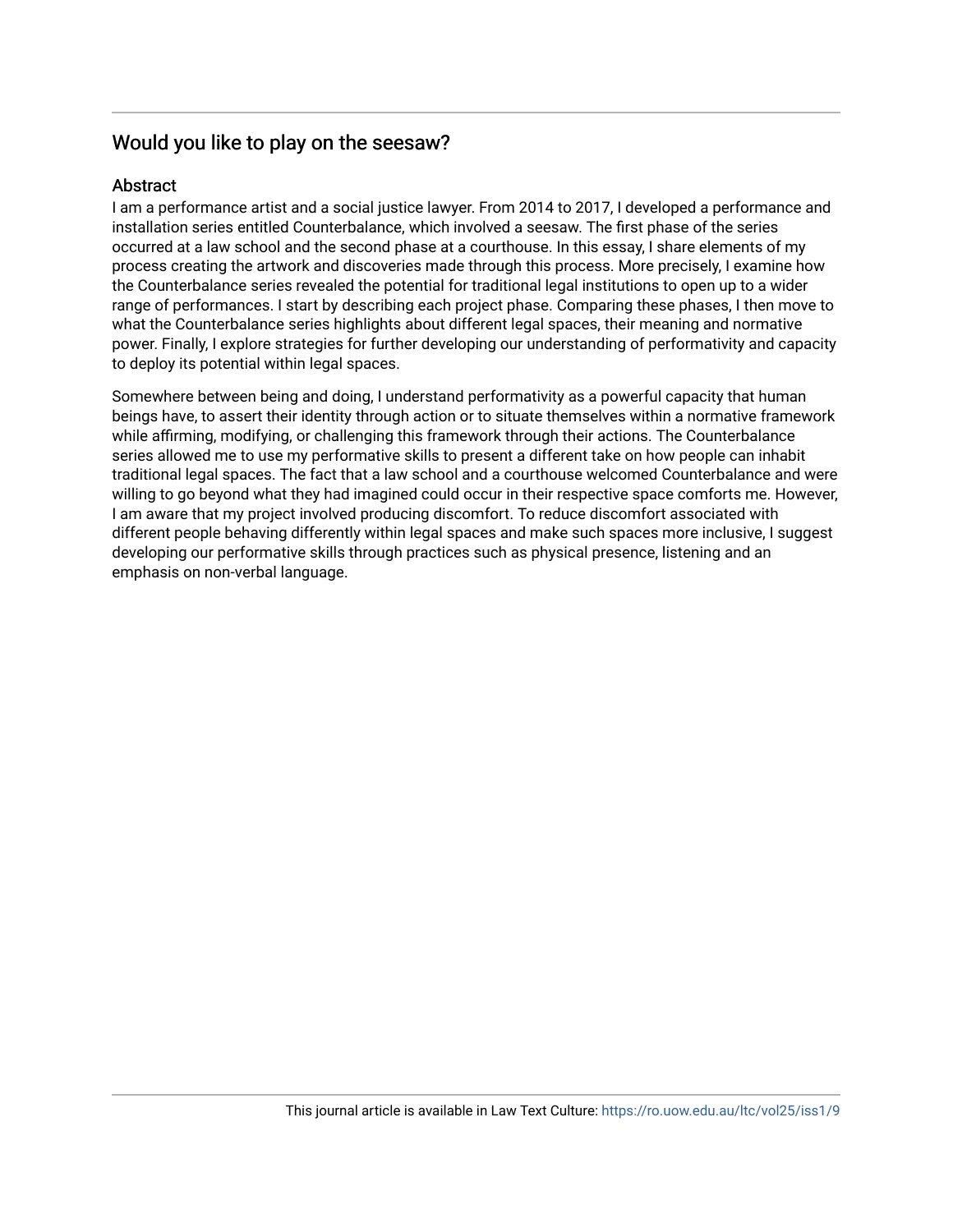## Would you like to play on the seesaw?

### Abstract

I am a performance artist and a social justice lawyer. From 2014 to 2017, I developed a performance and installation series entitled Counterbalance, which involved a seesaw. The first phase of the series occurred at a law school and the second phase at a courthouse. In this essay, I share elements of my process creating the artwork and discoveries made through this process. More precisely, I examine how the Counterbalance series revealed the potential for traditional legal institutions to open up to a wider range of performances. I start by describing each project phase. Comparing these phases, I then move to what the Counterbalance series highlights about different legal spaces, their meaning and normative power. Finally, I explore strategies for further developing our understanding of performativity and capacity to deploy its potential within legal spaces.

Somewhere between being and doing, I understand performativity as a powerful capacity that human beings have, to assert their identity through action or to situate themselves within a normative framework while affirming, modifying, or challenging this framework through their actions. The Counterbalance series allowed me to use my performative skills to present a different take on how people can inhabit traditional legal spaces. The fact that a law school and a courthouse welcomed Counterbalance and were willing to go beyond what they had imagined could occur in their respective space comforts me. However, I am aware that my project involved producing discomfort. To reduce discomfort associated with different people behaving differently within legal spaces and make such spaces more inclusive, I suggest developing our performative skills through practices such as physical presence, listening and an emphasis on non-verbal language.

This journal article is available in Law Text Culture: https://ro.uow.edu.au/ltc/vol25/iss1/9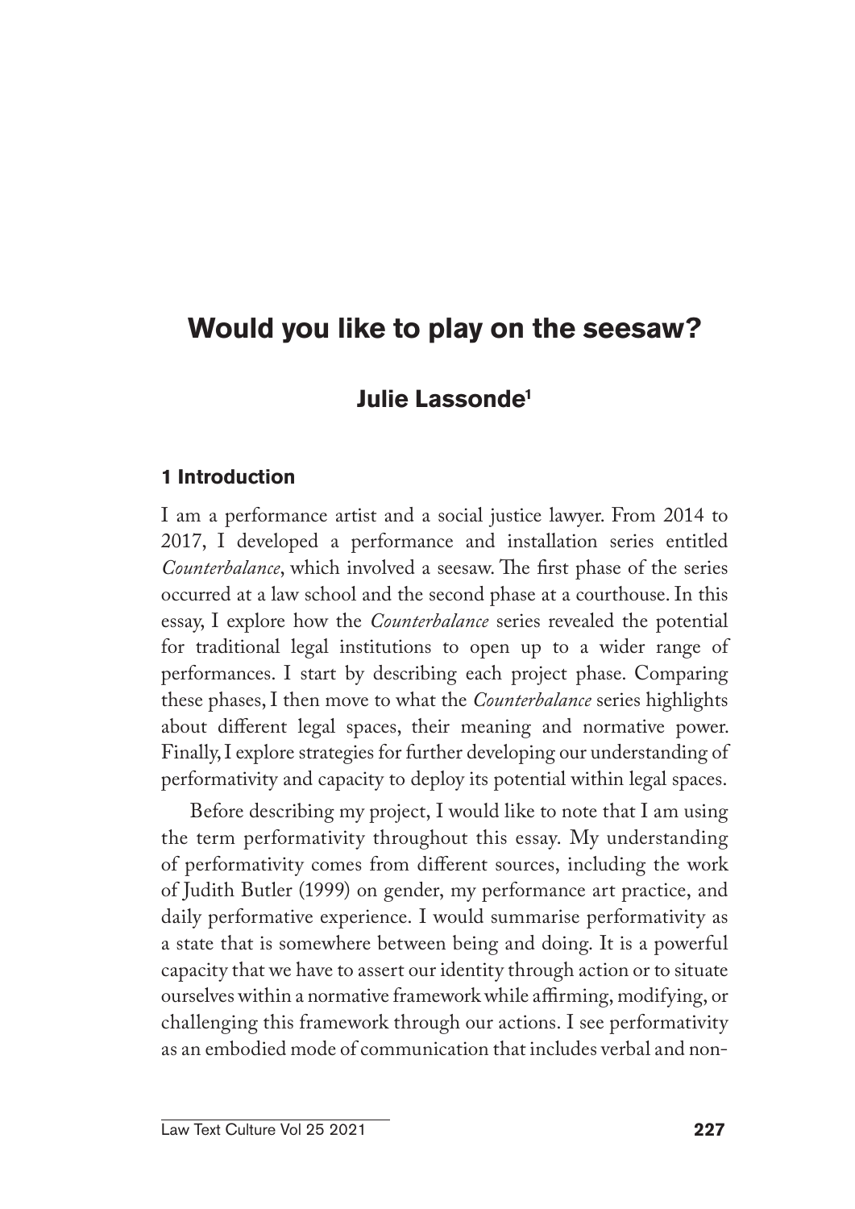# Would you like to play on the seesaw?

## Julie Lassonde[1]

### 1 Introduction

I am a performance artist and a social justice lawyer. From 2014 to 2017, I developed a performance and installation series entitled *Counterbalance*, which involved a seesaw. The first phase of the series occurred at a law school and the second phase at a courthouse. In this essay, I explore how the *Counterbalance* series revealed the potential for traditional legal institutions to open up to a wider range of performances. I start by describing each project phase. Comparing these phases, I then move to what the *Counterbalance* series highlights about different legal spaces, their meaning and normative power. Finally, I explore strategies for further developing our understanding of performativity and capacity to deploy its potential within legal spaces.

Before describing my project, I would like to note that I am using the term performativity throughout this essay. My understanding of performativity comes from different sources, including the work of Judith Butler (1999) on gender, my performance art practice, and daily performative experience. I would summarise performativity as a state that is somewhere between being and doing. It is a powerful capacity that we have to assert our identity through action or to situate ourselves within a normative framework while affirming, modifying, or challenging this framework through our actions. I see performativity as an embodied mode of communication that includes verbal and non-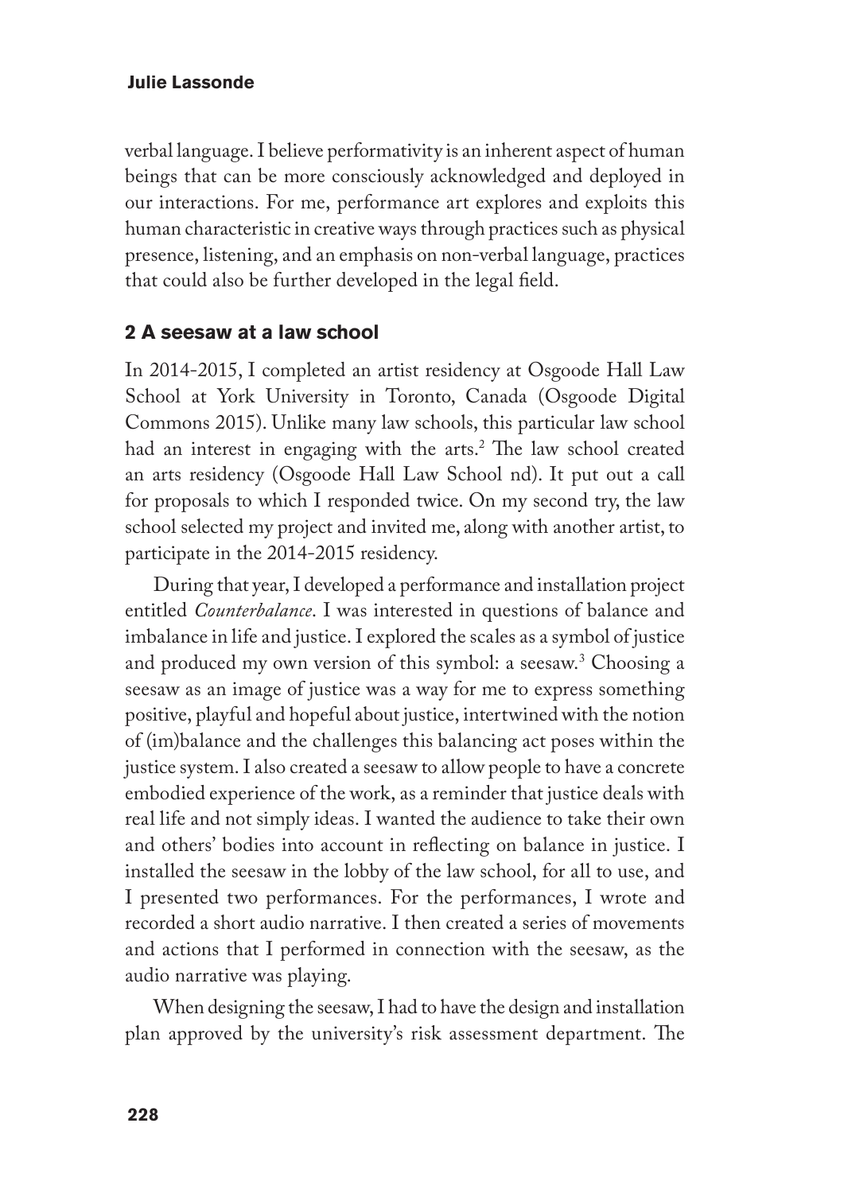verbal language. I believe performativity is an inherent aspect of human beings that can be more consciously acknowledged and deployed in our interactions. For me, performance art explores and exploits this human characteristic in creative ways through practices such as physical presence, listening, and an emphasis on non-verbal language, practices that could also be further developed in the legal field.

## 2 A seesaw at a law school

In 2014-2015, I completed an artist residency at Osgoode Hall Law School at York University in Toronto, Canada (Osgoode Digital Commons 2015). Unlike many law schools, this particular law school had an interest in engaging with the arts.[2] The law school created an arts residency (Osgoode Hall Law School nd). It put out a call for proposals to which I responded twice. On my second try, the law school selected my project and invited me, along with another artist, to participate in the 2014-2015 residency.

During that year, I developed a performance and installation project entitled *Counterbalance*. I was interested in questions of balance and imbalance in life and justice. I explored the scales as a symbol of justice and produced my own version of this symbol: a seesaw.[3] Choosing a seesaw as an image of justice was a way for me to express something positive, playful and hopeful about justice, intertwined with the notion of (im)balance and the challenges this balancing act poses within the justice system. I also created a seesaw to allow people to have a concrete embodied experience of the work, as a reminder that justice deals with real life and not simply ideas. I wanted the audience to take their own and others' bodies into account in reflecting on balance in justice. I installed the seesaw in the lobby of the law school, for all to use, and I presented two performances. For the performances, I wrote and recorded a short audio narrative. I then created a series of movements and actions that I performed in connection with the seesaw, as the audio narrative was playing.

When designing the seesaw, I had to have the design and installation plan approved by the university's risk assessment department. The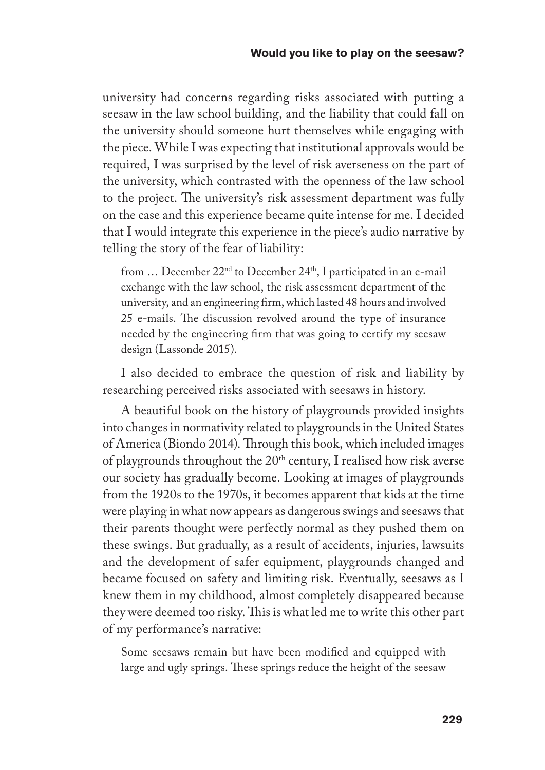university had concerns regarding risks associated with putting a seesaw in the law school building, and the liability that could fall on the university should someone hurt themselves while engaging with the piece. While I was expecting that institutional approvals would be required, I was surprised by the level of risk averseness on the part of the university, which contrasted with the openness of the law school to the project. The university's risk assessment department was fully on the case and this experience became quite intense for me. I decided that I would integrate this experience in the piece's audio narrative by telling the story of the fear of liability:

> from … December 22nd to December 24th, I participated in an e-mail exchange with the law school, the risk assessment department of the university, and an engineering firm, which lasted 48 hours and involved 25 e-mails. The discussion revolved around the type of insurance needed by the engineering firm that was going to certify my seesaw design (Lassonde 2015).

I also decided to embrace the question of risk and liability by researching perceived risks associated with seesaws in history.

A beautiful book on the history of playgrounds provided insights into changes in normativity related to playgrounds in the United States of America (Biondo 2014). Through this book, which included images of playgrounds throughout the 20th century, I realised how risk averse our society has gradually become. Looking at images of playgrounds from the 1920s to the 1970s, it becomes apparent that kids at the time were playing in what now appears as dangerous swings and seesaws that their parents thought were perfectly normal as they pushed them on these swings. But gradually, as a result of accidents, injuries, lawsuits and the development of safer equipment, playgrounds changed and became focused on safety and limiting risk. Eventually, seesaws as I knew them in my childhood, almost completely disappeared because they were deemed too risky. This is what led me to write this other part of my performance's narrative:

> Some seesaws remain but have been modified and equipped with large and ugly springs. These springs reduce the height of the seesaw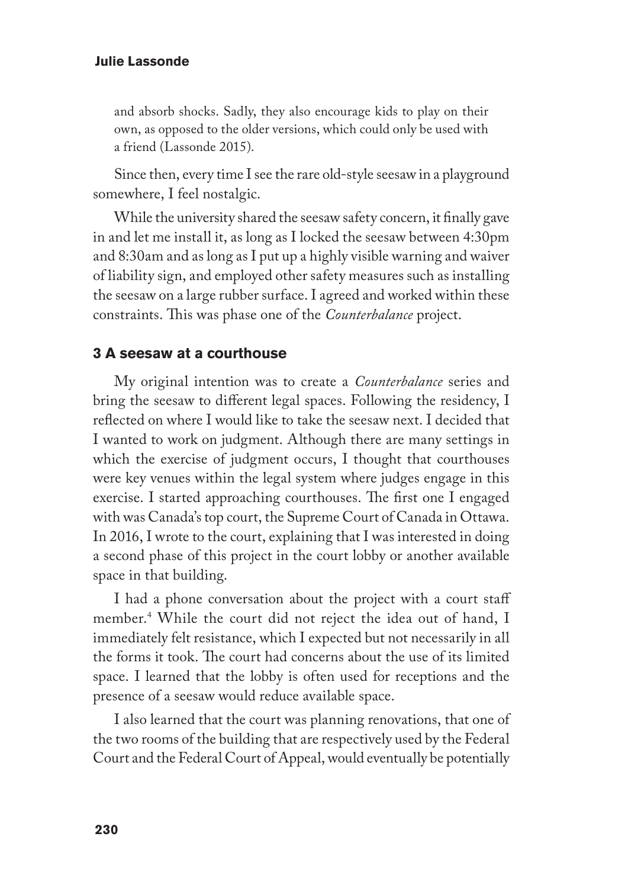and absorb shocks. Sadly, they also encourage kids to play on their own, as opposed to the older versions, which could only be used with a friend (Lassonde 2015).

Since then, every time I see the rare old-style seesaw in a playground somewhere, I feel nostalgic.

While the university shared the seesaw safety concern, it finally gave in and let me install it, as long as I locked the seesaw between 4:30pm and 8:30am and as long as I put up a highly visible warning and waiver of liability sign, and employed other safety measures such as installing the seesaw on a large rubber surface. I agreed and worked within these constraints. This was phase one of the *Counterbalance* project.

## 3 A seesaw at a courthouse

My original intention was to create a *Counterbalance* series and bring the seesaw to different legal spaces. Following the residency, I reflected on where I would like to take the seesaw next. I decided that I wanted to work on judgment. Although there are many settings in which the exercise of judgment occurs, I thought that courthouses were key venues within the legal system where judges engage in this exercise. I started approaching courthouses. The first one I engaged with was Canada's top court, the Supreme Court of Canada in Ottawa. In 2016, I wrote to the court, explaining that I was interested in doing a second phase of this project in the court lobby or another available space in that building.

I had a phone conversation about the project with a court staff member.[4] While the court did not reject the idea out of hand, I immediately felt resistance, which I expected but not necessarily in all the forms it took. The court had concerns about the use of its limited space. I learned that the lobby is often used for receptions and the presence of a seesaw would reduce available space.

I also learned that the court was planning renovations, that one of the two rooms of the building that are respectively used by the Federal Court and the Federal Court of Appeal, would eventually be potentially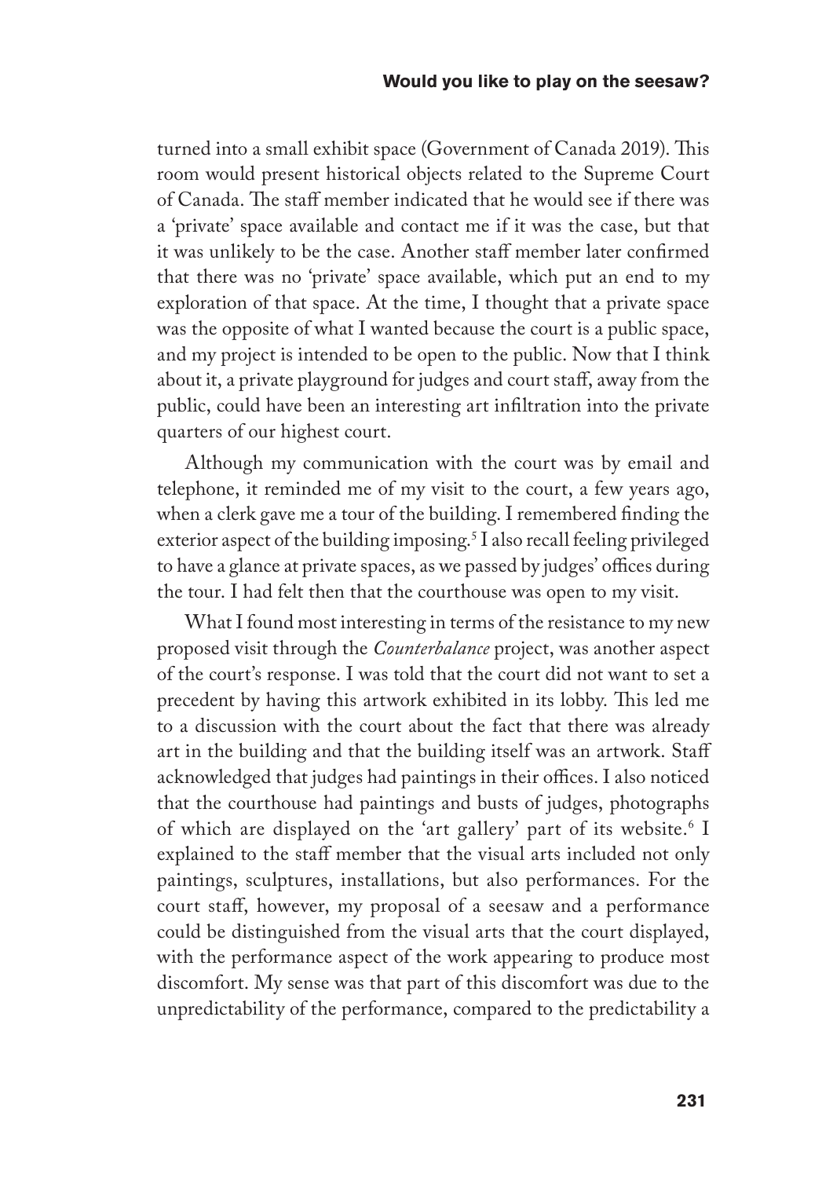turned into a small exhibit space (Government of Canada 2019). This room would present historical objects related to the Supreme Court of Canada. The staff member indicated that he would see if there was a 'private' space available and contact me if it was the case, but that it was unlikely to be the case. Another staff member later confirmed that there was no 'private' space available, which put an end to my exploration of that space. At the time, I thought that a private space was the opposite of what I wanted because the court is a public space, and my project is intended to be open to the public. Now that I think about it, a private playground for judges and court staff, away from the public, could have been an interesting art infiltration into the private quarters of our highest court.

Although my communication with the court was by email and telephone, it reminded me of my visit to the court, a few years ago, when a clerk gave me a tour of the building. I remembered finding the exterior aspect of the building imposing.[5] I also recall feeling privileged to have a glance at private spaces, as we passed by judges' offices during the tour. I had felt then that the courthouse was open to my visit.

What I found most interesting in terms of the resistance to my new proposed visit through the *Counterbalance* project, was another aspect of the court's response. I was told that the court did not want to set a precedent by having this artwork exhibited in its lobby. This led me to a discussion with the court about the fact that there was already art in the building and that the building itself was an artwork. Staff acknowledged that judges had paintings in their offices. I also noticed that the courthouse had paintings and busts of judges, photographs of which are displayed on the 'art gallery' part of its website.[6] I explained to the staff member that the visual arts included not only paintings, sculptures, installations, but also performances. For the court staff, however, my proposal of a seesaw and a performance could be distinguished from the visual arts that the court displayed, with the performance aspect of the work appearing to produce most discomfort. My sense was that part of this discomfort was due to the unpredictability of the performance, compared to the predictability a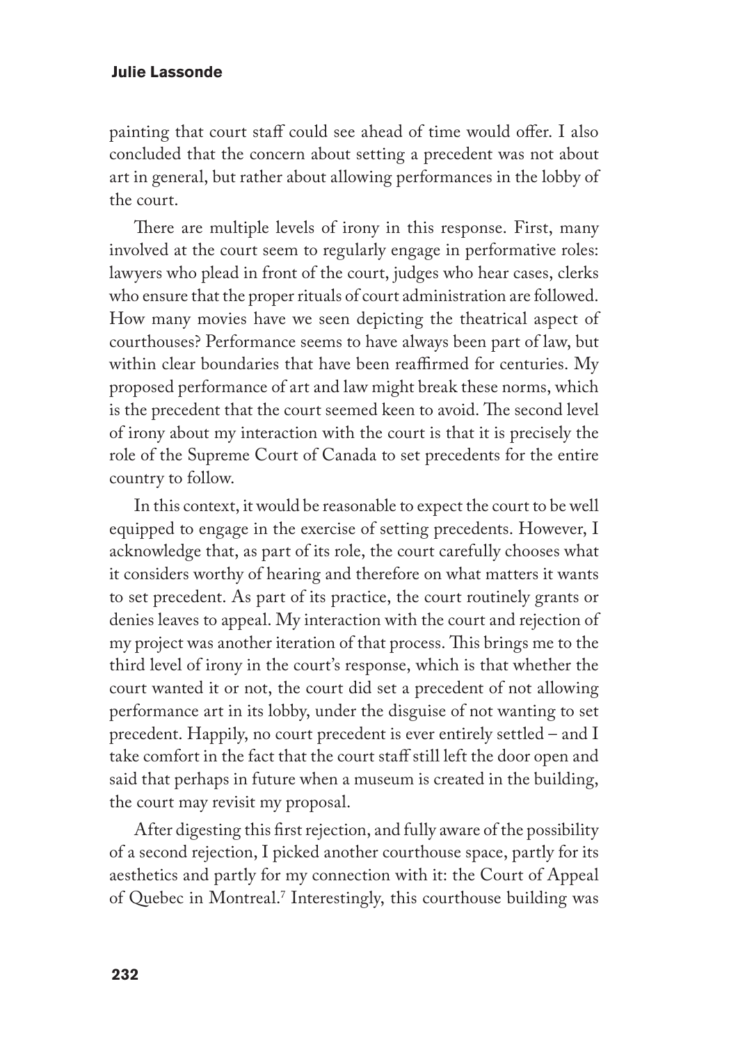painting that court staff could see ahead of time would offer. I also concluded that the concern about setting a precedent was not about art in general, but rather about allowing performances in the lobby of the court.

There are multiple levels of irony in this response. First, many involved at the court seem to regularly engage in performative roles: lawyers who plead in front of the court, judges who hear cases, clerks who ensure that the proper rituals of court administration are followed. How many movies have we seen depicting the theatrical aspect of courthouses? Performance seems to have always been part of law, but within clear boundaries that have been reaffirmed for centuries. My proposed performance of art and law might break these norms, which is the precedent that the court seemed keen to avoid. The second level of irony about my interaction with the court is that it is precisely the role of the Supreme Court of Canada to set precedents for the entire country to follow.

In this context, it would be reasonable to expect the court to be well equipped to engage in the exercise of setting precedents. However, I acknowledge that, as part of its role, the court carefully chooses what it considers worthy of hearing and therefore on what matters it wants to set precedent. As part of its practice, the court routinely grants or denies leaves to appeal. My interaction with the court and rejection of my project was another iteration of that process. This brings me to the third level of irony in the court's response, which is that whether the court wanted it or not, the court did set a precedent of not allowing performance art in its lobby, under the disguise of not wanting to set precedent. Happily, no court precedent is ever entirely settled – and I take comfort in the fact that the court staff still left the door open and said that perhaps in future when a museum is created in the building, the court may revisit my proposal.

After digesting this first rejection, and fully aware of the possibility of a second rejection, I picked another courthouse space, partly for its aesthetics and partly for my connection with it: the Court of Appeal of Quebec in Montreal.[7] Interestingly, this courthouse building was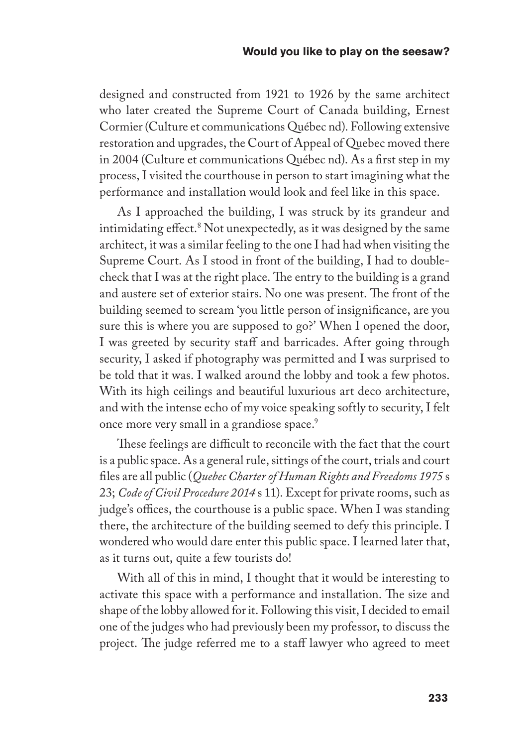designed and constructed from 1921 to 1926 by the same architect who later created the Supreme Court of Canada building, Ernest Cormier (Culture et communications Québec nd). Following extensive restoration and upgrades, the Court of Appeal of Quebec moved there in 2004 (Culture et communications Québec nd). As a first step in my process, I visited the courthouse in person to start imagining what the performance and installation would look and feel like in this space.

As I approached the building, I was struck by its grandeur and intimidating effect.[8] Not unexpectedly, as it was designed by the same architect, it was a similar feeling to the one I had had when visiting the Supreme Court. As I stood in front of the building, I had to double-check that I was at the right place. The entry to the building is a grand and austere set of exterior stairs. No one was present. The front of the building seemed to scream 'you little person of insignificance, are you sure this is where you are supposed to go?' When I opened the door, I was greeted by security staff and barricades. After going through security, I asked if photography was permitted and I was surprised to be told that it was. I walked around the lobby and took a few photos. With its high ceilings and beautiful luxurious art deco architecture, and with the intense echo of my voice speaking softly to security, I felt once more very small in a grandiose space.[9]

These feelings are difficult to reconcile with the fact that the court is a public space. As a general rule, sittings of the court, trials and court files are all public (*Quebec Charter of Human Rights and Freedoms 1975* s 23; *Code of Civil Procedure 2014* s 11). Except for private rooms, such as judge's offices, the courthouse is a public space. When I was standing there, the architecture of the building seemed to defy this principle. I wondered who would dare enter this public space. I learned later that, as it turns out, quite a few tourists do!

With all of this in mind, I thought that it would be interesting to activate this space with a performance and installation. The size and shape of the lobby allowed for it. Following this visit, I decided to email one of the judges who had previously been my professor, to discuss the project. The judge referred me to a staff lawyer who agreed to meet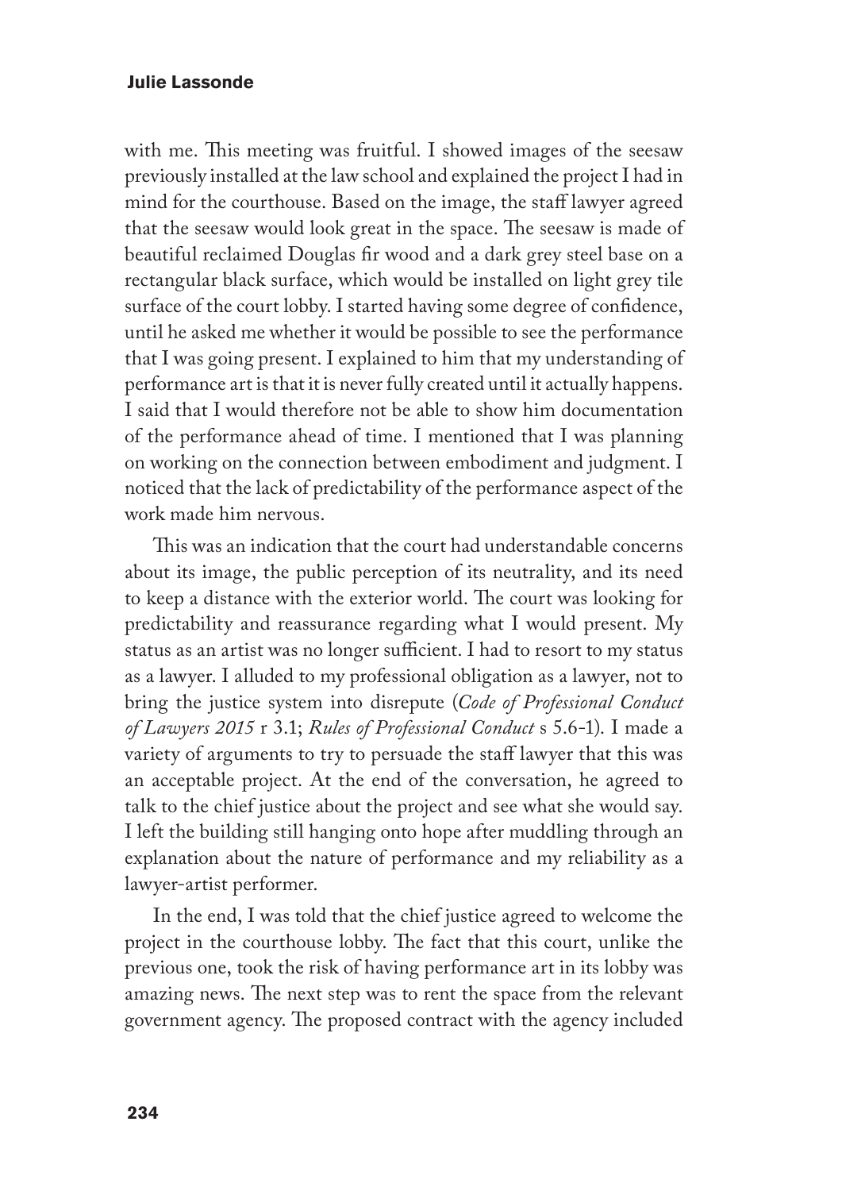with me. This meeting was fruitful. I showed images of the seesaw previously installed at the law school and explained the project I had in mind for the courthouse. Based on the image, the staff lawyer agreed that the seesaw would look great in the space. The seesaw is made of beautiful reclaimed Douglas fir wood and a dark grey steel base on a rectangular black surface, which would be installed on light grey tile surface of the court lobby. I started having some degree of confidence, until he asked me whether it would be possible to see the performance that I was going present. I explained to him that my understanding of performance art is that it is never fully created until it actually happens. I said that I would therefore not be able to show him documentation of the performance ahead of time. I mentioned that I was planning on working on the connection between embodiment and judgment. I noticed that the lack of predictability of the performance aspect of the work made him nervous.

This was an indication that the court had understandable concerns about its image, the public perception of its neutrality, and its need to keep a distance with the exterior world. The court was looking for predictability and reassurance regarding what I would present. My status as an artist was no longer sufficient. I had to resort to my status as a lawyer. I alluded to my professional obligation as a lawyer, not to bring the justice system into disrepute (*Code of Professional Conduct of Lawyers 2015* r 3.1; *Rules of Professional Conduct* s 5.6-1). I made a variety of arguments to try to persuade the staff lawyer that this was an acceptable project. At the end of the conversation, he agreed to talk to the chief justice about the project and see what she would say. I left the building still hanging onto hope after muddling through an explanation about the nature of performance and my reliability as a lawyer-artist performer.

In the end, I was told that the chief justice agreed to welcome the project in the courthouse lobby. The fact that this court, unlike the previous one, took the risk of having performance art in its lobby was amazing news. The next step was to rent the space from the relevant government agency. The proposed contract with the agency included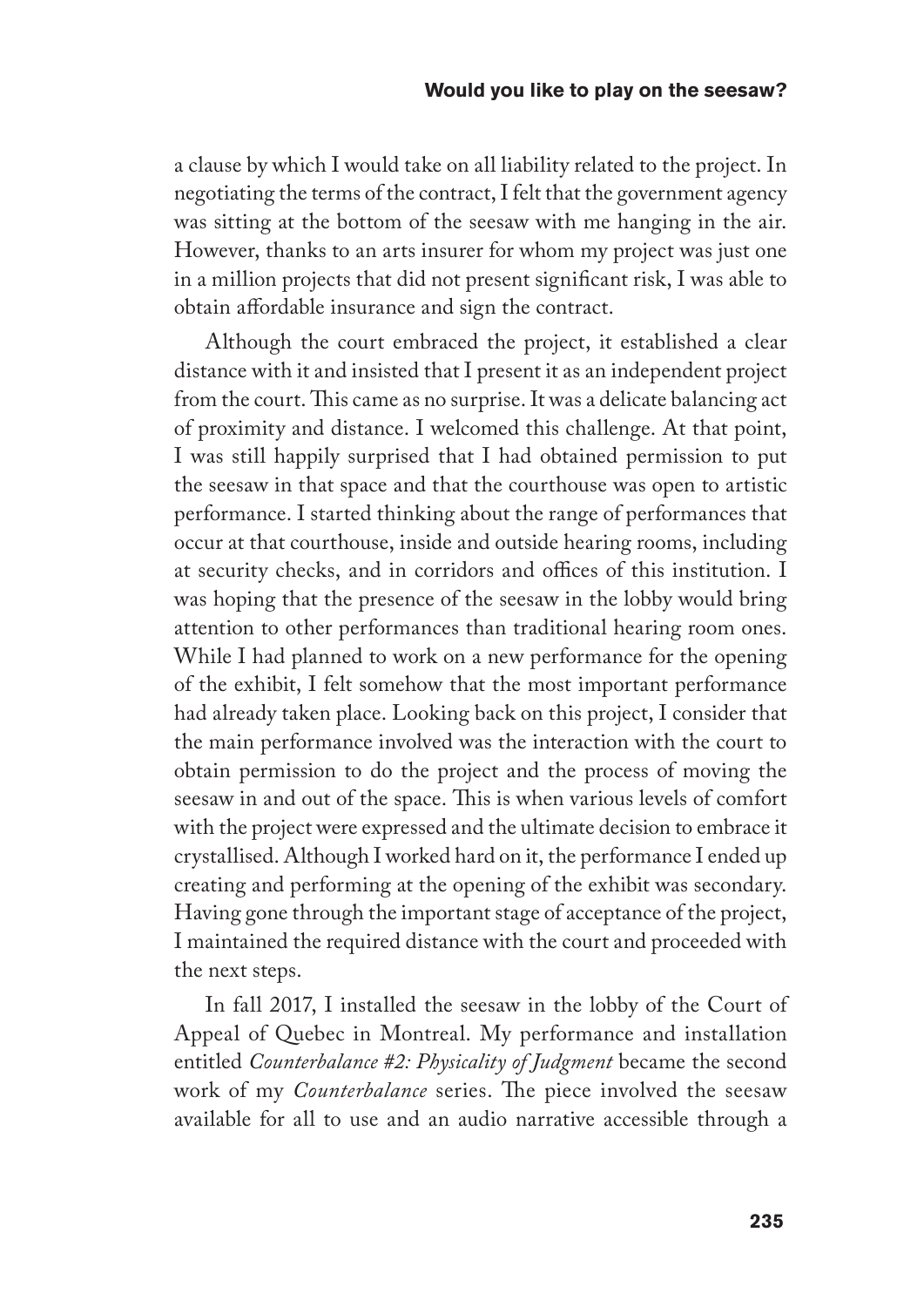a clause by which I would take on all liability related to the project. In negotiating the terms of the contract, I felt that the government agency was sitting at the bottom of the seesaw with me hanging in the air. However, thanks to an arts insurer for whom my project was just one in a million projects that did not present significant risk, I was able to obtain affordable insurance and sign the contract.

Although the court embraced the project, it established a clear distance with it and insisted that I present it as an independent project from the court. This came as no surprise. It was a delicate balancing act of proximity and distance. I welcomed this challenge. At that point, I was still happily surprised that I had obtained permission to put the seesaw in that space and that the courthouse was open to artistic performance. I started thinking about the range of performances that occur at that courthouse, inside and outside hearing rooms, including at security checks, and in corridors and offices of this institution. I was hoping that the presence of the seesaw in the lobby would bring attention to other performances than traditional hearing room ones. While I had planned to work on a new performance for the opening of the exhibit, I felt somehow that the most important performance had already taken place. Looking back on this project, I consider that the main performance involved was the interaction with the court to obtain permission to do the project and the process of moving the seesaw in and out of the space. This is when various levels of comfort with the project were expressed and the ultimate decision to embrace it crystallised. Although I worked hard on it, the performance I ended up creating and performing at the opening of the exhibit was secondary. Having gone through the important stage of acceptance of the project, I maintained the required distance with the court and proceeded with the next steps.

In fall 2017, I installed the seesaw in the lobby of the Court of Appeal of Quebec in Montreal. My performance and installation entitled *Counterbalance #2: Physicality of Judgment* became the second work of my *Counterbalance* series. The piece involved the seesaw available for all to use and an audio narrative accessible through a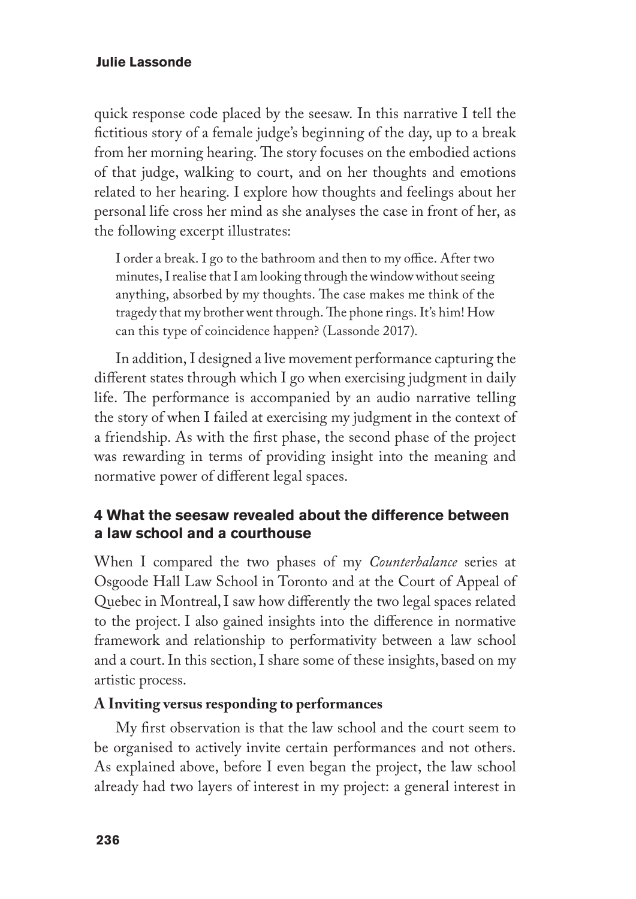quick response code placed by the seesaw. In this narrative I tell the fictitious story of a female judge's beginning of the day, up to a break from her morning hearing. The story focuses on the embodied actions of that judge, walking to court, and on her thoughts and emotions related to her hearing. I explore how thoughts and feelings about her personal life cross her mind as she analyses the case in front of her, as the following excerpt illustrates:

> I order a break. I go to the bathroom and then to my office. After two minutes, I realise that I am looking through the window without seeing anything, absorbed by my thoughts. The case makes me think of the tragedy that my brother went through. The phone rings. It's him! How can this type of coincidence happen? (Lassonde 2017).

In addition, I designed a live movement performance capturing the different states through which I go when exercising judgment in daily life. The performance is accompanied by an audio narrative telling the story of when I failed at exercising my judgment in the context of a friendship. As with the first phase, the second phase of the project was rewarding in terms of providing insight into the meaning and normative power of different legal spaces.

## 4 What the seesaw revealed about the difference between a law school and a courthouse

When I compared the two phases of my *Counterbalance* series at Osgoode Hall Law School in Toronto and at the Court of Appeal of Quebec in Montreal, I saw how differently the two legal spaces related to the project. I also gained insights into the difference in normative framework and relationship to performativity between a law school and a court. In this section, I share some of these insights, based on my artistic process.

### A Inviting versus responding to performances

My first observation is that the law school and the court seem to be organised to actively invite certain performances and not others. As explained above, before I even began the project, the law school already had two layers of interest in my project: a general interest in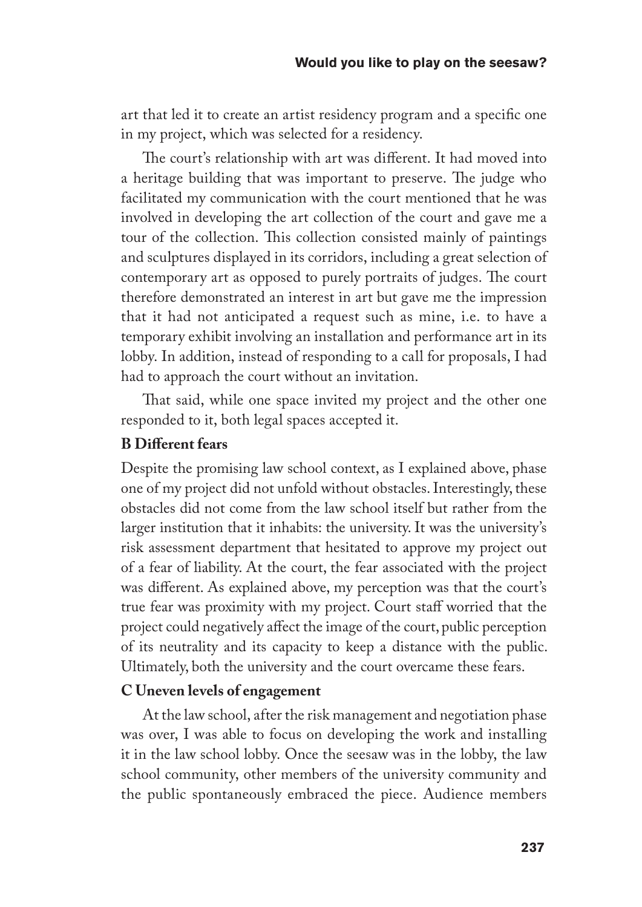art that led it to create an artist residency program and a specific one in my project, which was selected for a residency.

The court's relationship with art was different. It had moved into a heritage building that was important to preserve. The judge who facilitated my communication with the court mentioned that he was involved in developing the art collection of the court and gave me a tour of the collection. This collection consisted mainly of paintings and sculptures displayed in its corridors, including a great selection of contemporary art as opposed to purely portraits of judges. The court therefore demonstrated an interest in art but gave me the impression that it had not anticipated a request such as mine, i.e. to have a temporary exhibit involving an installation and performance art in its lobby. In addition, instead of responding to a call for proposals, I had had to approach the court without an invitation.

That said, while one space invited my project and the other one responded to it, both legal spaces accepted it.

### B Different fears

Despite the promising law school context, as I explained above, phase one of my project did not unfold without obstacles. Interestingly, these obstacles did not come from the law school itself but rather from the larger institution that it inhabits: the university. It was the university's risk assessment department that hesitated to approve my project out of a fear of liability. At the court, the fear associated with the project was different. As explained above, my perception was that the court's true fear was proximity with my project. Court staff worried that the project could negatively affect the image of the court, public perception of its neutrality and its capacity to keep a distance with the public. Ultimately, both the university and the court overcame these fears.

### C Uneven levels of engagement

At the law school, after the risk management and negotiation phase was over, I was able to focus on developing the work and installing it in the law school lobby. Once the seesaw was in the lobby, the law school community, other members of the university community and the public spontaneously embraced the piece. Audience members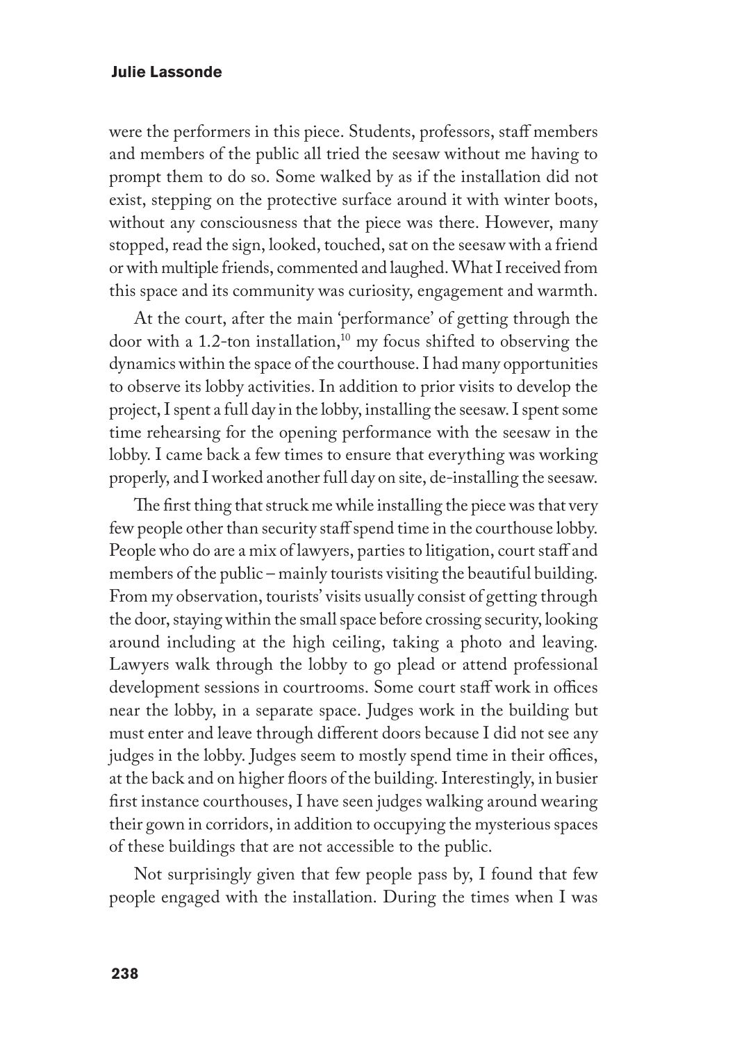were the performers in this piece. Students, professors, staff members and members of the public all tried the seesaw without me having to prompt them to do so. Some walked by as if the installation did not exist, stepping on the protective surface around it with winter boots, without any consciousness that the piece was there. However, many stopped, read the sign, looked, touched, sat on the seesaw with a friend or with multiple friends, commented and laughed. What I received from this space and its community was curiosity, engagement and warmth.

At the court, after the main 'performance' of getting through the door with a 1.2-ton installation,[10] my focus shifted to observing the dynamics within the space of the courthouse. I had many opportunities to observe its lobby activities. In addition to prior visits to develop the project, I spent a full day in the lobby, installing the seesaw. I spent some time rehearsing for the opening performance with the seesaw in the lobby. I came back a few times to ensure that everything was working properly, and I worked another full day on site, de-installing the seesaw.

The first thing that struck me while installing the piece was that very few people other than security staff spend time in the courthouse lobby. People who do are a mix of lawyers, parties to litigation, court staff and members of the public – mainly tourists visiting the beautiful building. From my observation, tourists' visits usually consist of getting through the door, staying within the small space before crossing security, looking around including at the high ceiling, taking a photo and leaving. Lawyers walk through the lobby to go plead or attend professional development sessions in courtrooms. Some court staff work in offices near the lobby, in a separate space. Judges work in the building but must enter and leave through different doors because I did not see any judges in the lobby. Judges seem to mostly spend time in their offices, at the back and on higher floors of the building. Interestingly, in busier first instance courthouses, I have seen judges walking around wearing their gown in corridors, in addition to occupying the mysterious spaces of these buildings that are not accessible to the public.

Not surprisingly given that few people pass by, I found that few people engaged with the installation. During the times when I was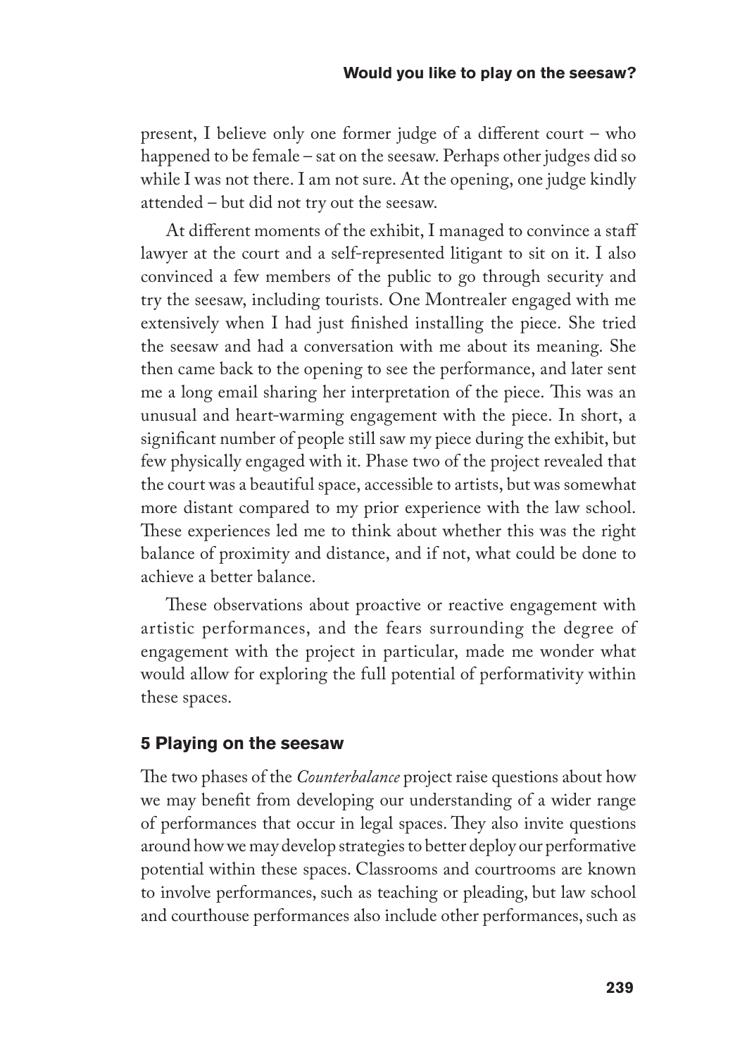present, I believe only one former judge of a different court – who happened to be female – sat on the seesaw. Perhaps other judges did so while I was not there. I am not sure. At the opening, one judge kindly attended – but did not try out the seesaw.

At different moments of the exhibit, I managed to convince a staff lawyer at the court and a self-represented litigant to sit on it. I also convinced a few members of the public to go through security and try the seesaw, including tourists. One Montrealer engaged with me extensively when I had just finished installing the piece. She tried the seesaw and had a conversation with me about its meaning. She then came back to the opening to see the performance, and later sent me a long email sharing her interpretation of the piece. This was an unusual and heart-warming engagement with the piece. In short, a significant number of people still saw my piece during the exhibit, but few physically engaged with it. Phase two of the project revealed that the court was a beautiful space, accessible to artists, but was somewhat more distant compared to my prior experience with the law school. These experiences led me to think about whether this was the right balance of proximity and distance, and if not, what could be done to achieve a better balance.

These observations about proactive or reactive engagement with artistic performances, and the fears surrounding the degree of engagement with the project in particular, made me wonder what would allow for exploring the full potential of performativity within these spaces.

## 5 Playing on the seesaw

The two phases of the *Counterbalance* project raise questions about how we may benefit from developing our understanding of a wider range of performances that occur in legal spaces. They also invite questions around how we may develop strategies to better deploy our performative potential within these spaces. Classrooms and courtrooms are known to involve performances, such as teaching or pleading, but law school and courthouse performances also include other performances, such as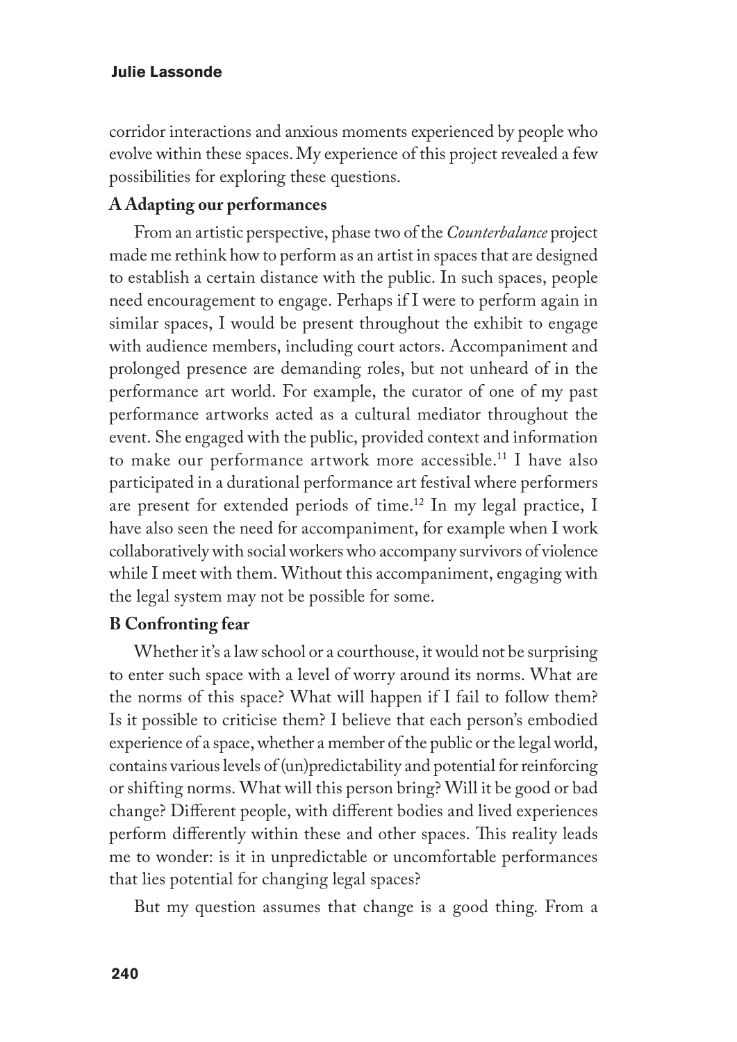corridor interactions and anxious moments experienced by people who evolve within these spaces. My experience of this project revealed a few possibilities for exploring these questions.

### A Adapting our performances

From an artistic perspective, phase two of the *Counterbalance* project made me rethink how to perform as an artist in spaces that are designed to establish a certain distance with the public. In such spaces, people need encouragement to engage. Perhaps if I were to perform again in similar spaces, I would be present throughout the exhibit to engage with audience members, including court actors. Accompaniment and prolonged presence are demanding roles, but not unheard of in the performance art world. For example, the curator of one of my past performance artworks acted as a cultural mediator throughout the event. She engaged with the public, provided context and information to make our performance artwork more accessible.[11] I have also participated in a durational performance art festival where performers are present for extended periods of time.[12] In my legal practice, I have also seen the need for accompaniment, for example when I work collaboratively with social workers who accompany survivors of violence while I meet with them. Without this accompaniment, engaging with the legal system may not be possible for some.

### B Confronting fear

Whether it's a law school or a courthouse, it would not be surprising to enter such space with a level of worry around its norms. What are the norms of this space? What will happen if I fail to follow them? Is it possible to criticise them? I believe that each person's embodied experience of a space, whether a member of the public or the legal world, contains various levels of (un)predictability and potential for reinforcing or shifting norms. What will this person bring? Will it be good or bad change? Different people, with different bodies and lived experiences perform differently within these and other spaces. This reality leads me to wonder: is it in unpredictable or uncomfortable performances that lies potential for changing legal spaces?

But my question assumes that change is a good thing. From a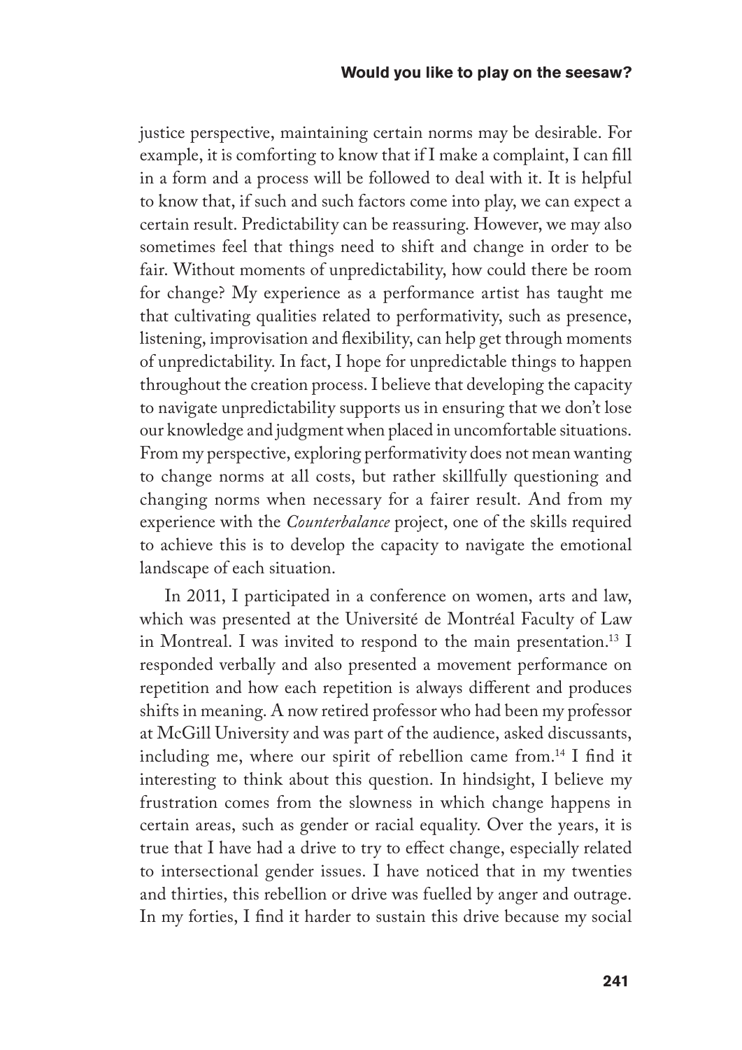justice perspective, maintaining certain norms may be desirable. For example, it is comforting to know that if I make a complaint, I can fill in a form and a process will be followed to deal with it. It is helpful to know that, if such and such factors come into play, we can expect a certain result. Predictability can be reassuring. However, we may also sometimes feel that things need to shift and change in order to be fair. Without moments of unpredictability, how could there be room for change? My experience as a performance artist has taught me that cultivating qualities related to performativity, such as presence, listening, improvisation and flexibility, can help get through moments of unpredictability. In fact, I hope for unpredictable things to happen throughout the creation process. I believe that developing the capacity to navigate unpredictability supports us in ensuring that we don't lose our knowledge and judgment when placed in uncomfortable situations. From my perspective, exploring performativity does not mean wanting to change norms at all costs, but rather skillfully questioning and changing norms when necessary for a fairer result. And from my experience with the *Counterbalance* project, one of the skills required to achieve this is to develop the capacity to navigate the emotional landscape of each situation.

In 2011, I participated in a conference on women, arts and law, which was presented at the Université de Montréal Faculty of Law in Montreal. I was invited to respond to the main presentation.[13] I responded verbally and also presented a movement performance on repetition and how each repetition is always different and produces shifts in meaning. A now retired professor who had been my professor at McGill University and was part of the audience, asked discussants, including me, where our spirit of rebellion came from.[14] I find it interesting to think about this question. In hindsight, I believe my frustration comes from the slowness in which change happens in certain areas, such as gender or racial equality. Over the years, it is true that I have had a drive to try to effect change, especially related to intersectional gender issues. I have noticed that in my twenties and thirties, this rebellion or drive was fuelled by anger and outrage. In my forties, I find it harder to sustain this drive because my social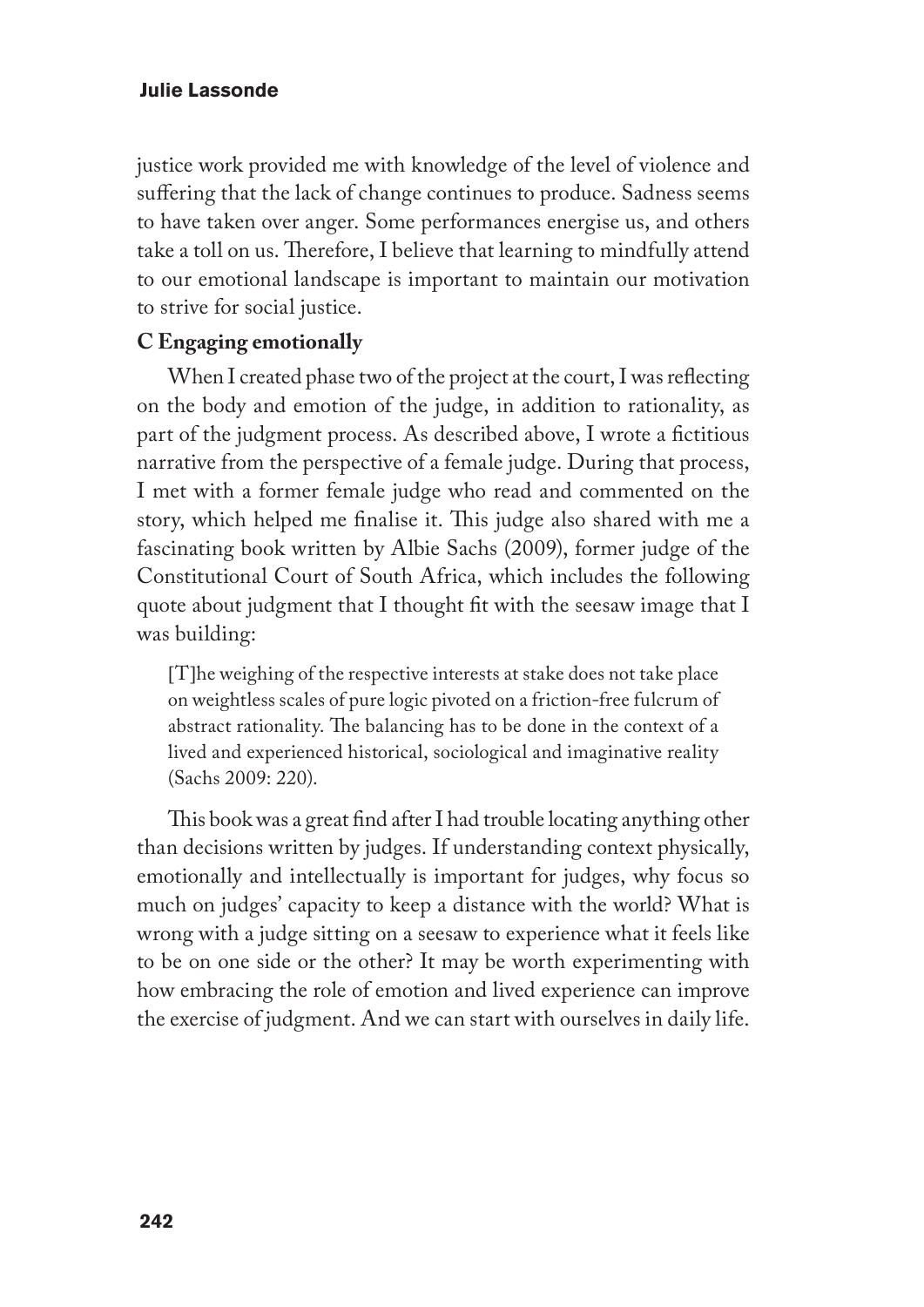justice work provided me with knowledge of the level of violence and suffering that the lack of change continues to produce. Sadness seems to have taken over anger. Some performances energise us, and others take a toll on us. Therefore, I believe that learning to mindfully attend to our emotional landscape is important to maintain our motivation to strive for social justice.

### C Engaging emotionally

When I created phase two of the project at the court, I was reflecting on the body and emotion of the judge, in addition to rationality, as part of the judgment process. As described above, I wrote a fictitious narrative from the perspective of a female judge. During that process, I met with a former female judge who read and commented on the story, which helped me finalise it. This judge also shared with me a fascinating book written by Albie Sachs (2009), former judge of the Constitutional Court of South Africa, which includes the following quote about judgment that I thought fit with the seesaw image that I was building:

> [T]he weighing of the respective interests at stake does not take place on weightless scales of pure logic pivoted on a friction-free fulcrum of abstract rationality. The balancing has to be done in the context of a lived and experienced historical, sociological and imaginative reality (Sachs 2009: 220).

This book was a great find after I had trouble locating anything other than decisions written by judges. If understanding context physically, emotionally and intellectually is important for judges, why focus so much on judges' capacity to keep a distance with the world? What is wrong with a judge sitting on a seesaw to experience what it feels like to be on one side or the other? It may be worth experimenting with how embracing the role of emotion and lived experience can improve the exercise of judgment. And we can start with ourselves in daily life.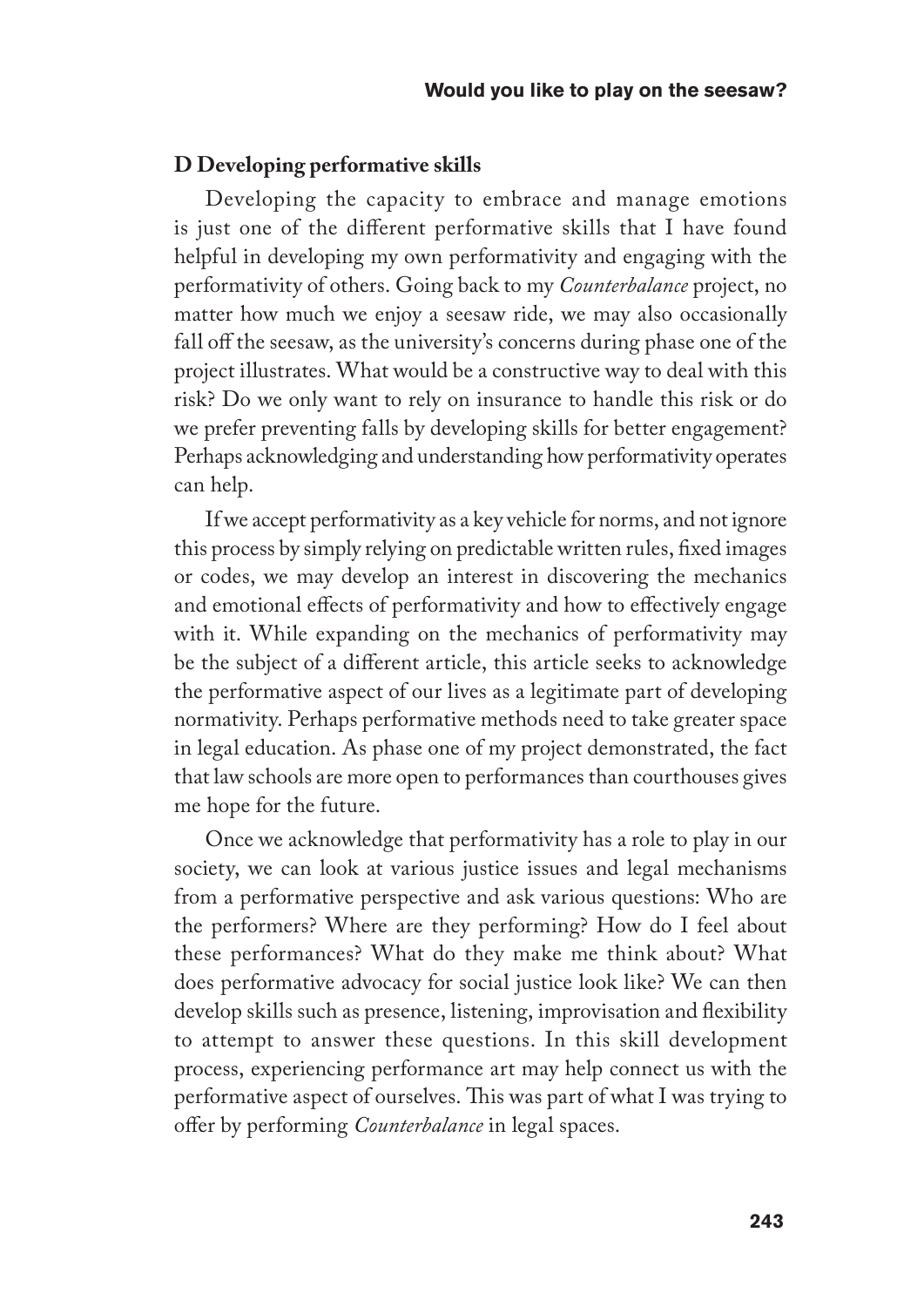## D Developing performative skills

Developing the capacity to embrace and manage emotions is just one of the different performative skills that I have found helpful in developing my own performativity and engaging with the performativity of others. Going back to my *Counterbalance* project, no matter how much we enjoy a seesaw ride, we may also occasionally fall off the seesaw, as the university's concerns during phase one of the project illustrates. What would be a constructive way to deal with this risk? Do we only want to rely on insurance to handle this risk or do we prefer preventing falls by developing skills for better engagement? Perhaps acknowledging and understanding how performativity operates can help.

If we accept performativity as a key vehicle for norms, and not ignore this process by simply relying on predictable written rules, fixed images or codes, we may develop an interest in discovering the mechanics and emotional effects of performativity and how to effectively engage with it. While expanding on the mechanics of performativity may be the subject of a different article, this article seeks to acknowledge the performative aspect of our lives as a legitimate part of developing normativity. Perhaps performative methods need to take greater space in legal education. As phase one of my project demonstrated, the fact that law schools are more open to performances than courthouses gives me hope for the future.

Once we acknowledge that performativity has a role to play in our society, we can look at various justice issues and legal mechanisms from a performative perspective and ask various questions: Who are the performers? Where are they performing? How do I feel about these performances? What do they make me think about? What does performative advocacy for social justice look like? We can then develop skills such as presence, listening, improvisation and flexibility to attempt to answer these questions. In this skill development process, experiencing performance art may help connect us with the performative aspect of ourselves. This was part of what I was trying to offer by performing *Counterbalance* in legal spaces.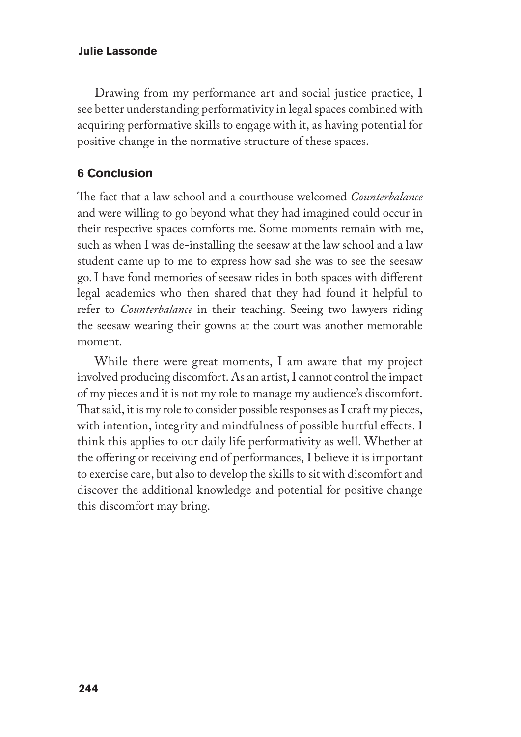Drawing from my performance art and social justice practice, I see better understanding performativity in legal spaces combined with acquiring performative skills to engage with it, as having potential for positive change in the normative structure of these spaces.

## 6 Conclusion

The fact that a law school and a courthouse welcomed *Counterbalance* and were willing to go beyond what they had imagined could occur in their respective spaces comforts me. Some moments remain with me, such as when I was de-installing the seesaw at the law school and a law student came up to me to express how sad she was to see the seesaw go. I have fond memories of seesaw rides in both spaces with different legal academics who then shared that they had found it helpful to refer to *Counterbalance* in their teaching. Seeing two lawyers riding the seesaw wearing their gowns at the court was another memorable moment.

While there were great moments, I am aware that my project involved producing discomfort. As an artist, I cannot control the impact of my pieces and it is not my role to manage my audience's discomfort. That said, it is my role to consider possible responses as I craft my pieces, with intention, integrity and mindfulness of possible hurtful effects. I think this applies to our daily life performativity as well. Whether at the offering or receiving end of performances, I believe it is important to exercise care, but also to develop the skills to sit with discomfort and discover the additional knowledge and potential for positive change this discomfort may bring.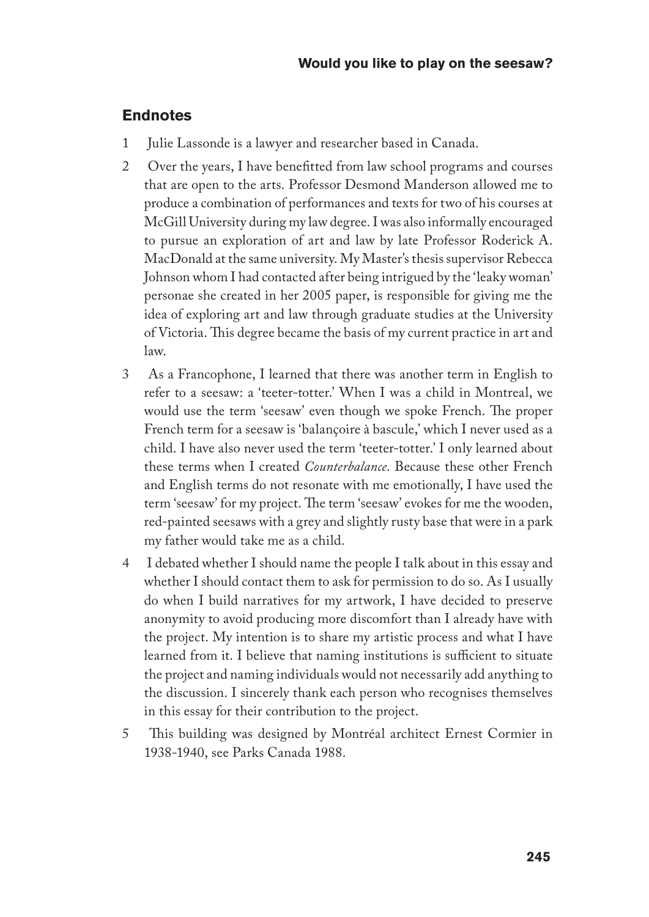## Endnotes

1. Julie Lassonde is a lawyer and researcher based in Canada.
2. Over the years, I have benefitted from law school programs and courses that are open to the arts. Professor Desmond Manderson allowed me to produce a combination of performances and texts for two of his courses at McGill University during my law degree. I was also informally encouraged to pursue an exploration of art and law by late Professor Roderick A. MacDonald at the same university. My Master's thesis supervisor Rebecca Johnson whom I had contacted after being intrigued by the 'leaky woman' personae she created in her 2005 paper, is responsible for giving me the idea of exploring art and law through graduate studies at the University of Victoria. This degree became the basis of my current practice in art and law.
3. As a Francophone, I learned that there was another term in English to refer to a seesaw: a 'teeter-totter.' When I was a child in Montreal, we would use the term 'seesaw' even though we spoke French. The proper French term for a seesaw is 'balançoire à bascule,' which I never used as a child. I have also never used the term 'teeter-totter.' I only learned about these terms when I created *Counterbalance*. Because these other French and English terms do not resonate with me emotionally, I have used the term 'seesaw' for my project. The term 'seesaw' evokes for me the wooden, red-painted seesaws with a grey and slightly rusty base that were in a park my father would take me as a child.
4. I debated whether I should name the people I talk about in this essay and whether I should contact them to ask for permission to do so. As I usually do when I build narratives for my artwork, I have decided to preserve anonymity to avoid producing more discomfort than I already have with the project. My intention is to share my artistic process and what I have learned from it. I believe that naming institutions is sufficient to situate the project and naming individuals would not necessarily add anything to the discussion. I sincerely thank each person who recognises themselves in this essay for their contribution to the project.
5. This building was designed by Montréal architect Ernest Cormier in 1938-1940, see Parks Canada 1988.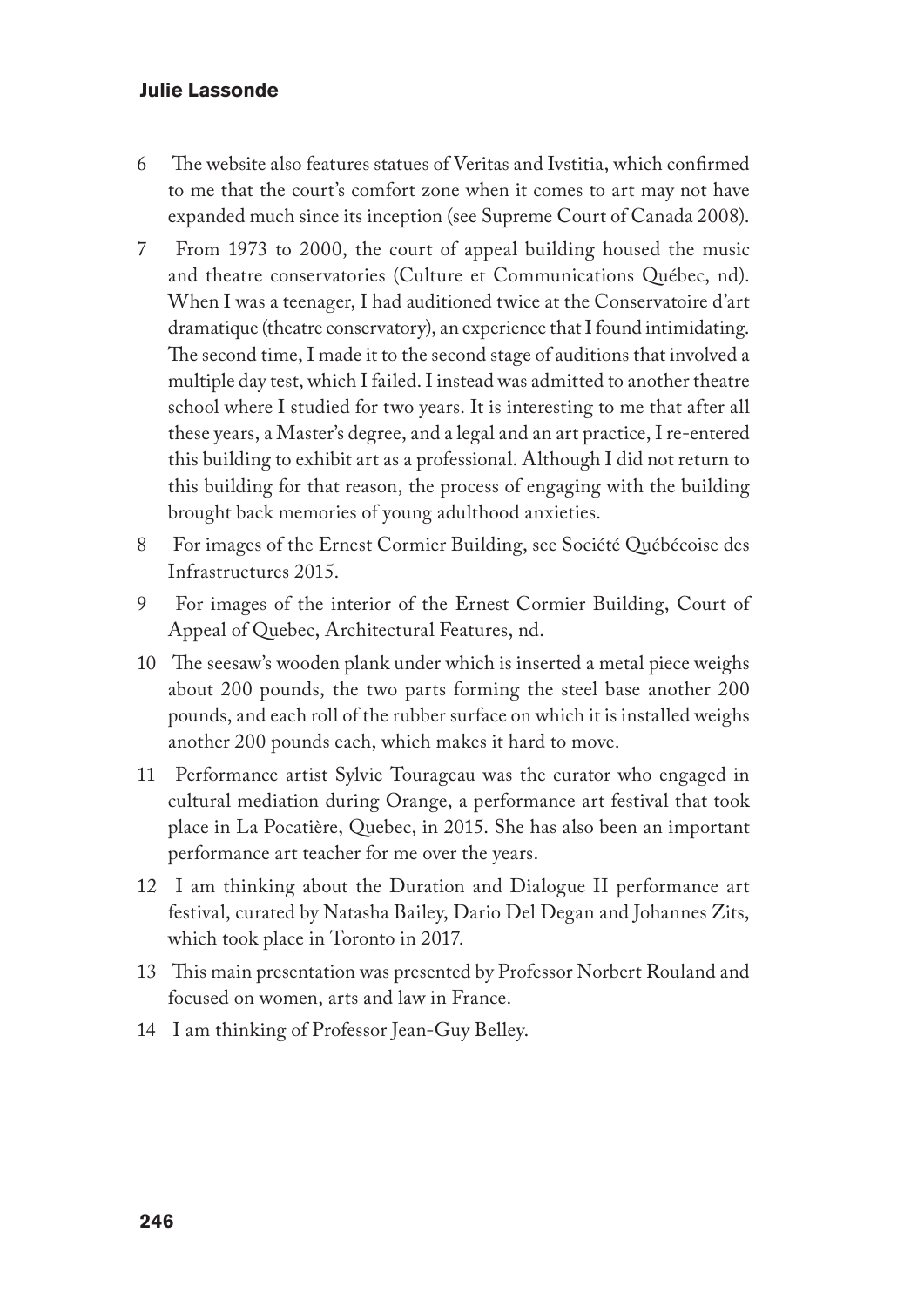6 The website also features statues of Veritas and Ivstitia, which confirmed to me that the court's comfort zone when it comes to art may not have expanded much since its inception (see Supreme Court of Canada 2008).

7 From 1973 to 2000, the court of appeal building housed the music and theatre conservatories (Culture et Communications Québec, nd). When I was a teenager, I had auditioned twice at the Conservatoire d'art dramatique (theatre conservatory), an experience that I found intimidating. The second time, I made it to the second stage of auditions that involved a multiple day test, which I failed. I instead was admitted to another theatre school where I studied for two years. It is interesting to me that after all these years, a Master's degree, and a legal and an art practice, I re-entered this building to exhibit art as a professional. Although I did not return to this building for that reason, the process of engaging with the building brought back memories of young adulthood anxieties.

8 For images of the Ernest Cormier Building, see Société Québécoise des Infrastructures 2015.

9 For images of the interior of the Ernest Cormier Building, Court of Appeal of Quebec, Architectural Features, nd.

10 The seesaw's wooden plank under which is inserted a metal piece weighs about 200 pounds, the two parts forming the steel base another 200 pounds, and each roll of the rubber surface on which it is installed weighs another 200 pounds each, which makes it hard to move.

11 Performance artist Sylvie Tourageau was the curator who engaged in cultural mediation during Orange, a performance art festival that took place in La Pocatière, Quebec, in 2015. She has also been an important performance art teacher for me over the years.

12 I am thinking about the Duration and Dialogue II performance art festival, curated by Natasha Bailey, Dario Del Degan and Johannes Zits, which took place in Toronto in 2017.

13 This main presentation was presented by Professor Norbert Rouland and focused on women, arts and law in France.

14 I am thinking of Professor Jean-Guy Belley.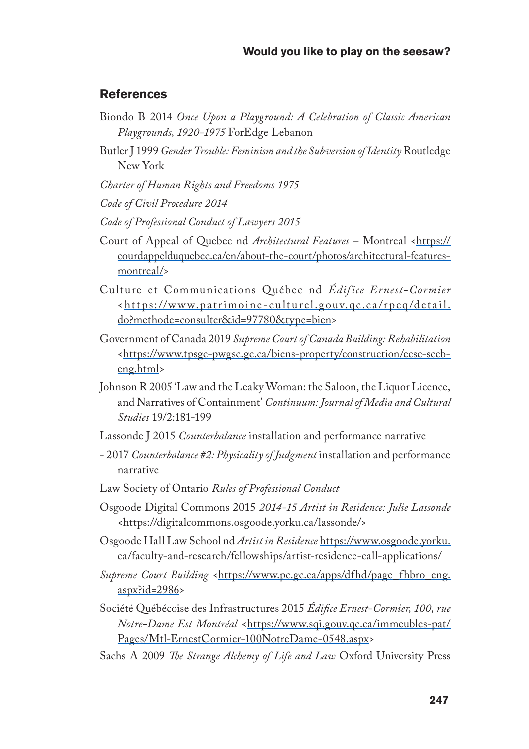## References

Biondo B 2014 *Once Upon a Playground: A Celebration of Classic American Playgrounds, 1920–1975* ForEdge Lebanon

Butler J 1999 *Gender Trouble: Feminism and the Subversion of Identity* Routledge New York

*Charter of Human Rights and Freedoms 1975*

*Code of Civil Procedure 2014*

*Code of Professional Conduct of Lawyers 2015*

Court of Appeal of Quebec nd *Architectural Features* – Montreal <https://courdappelduquebec.ca/en/about-the-court/photos/architectural-features-montreal/>

Culture et Communications Québec nd *Édifice Ernest-Cormier* <https://www.patrimoine-culturel.gouv.qc.ca/rpcq/detail.do?methode=consulter&id=97780&type=bien>

Government of Canada 2019 *Supreme Court of Canada Building: Rehabilitation* <https://www.tpsgc-pwgsc.gc.ca/biens-property/construction/ecsc-sccb-eng.html>

Johnson R 2005 'Law and the Leaky Woman: the Saloon, the Liquor Licence, and Narratives of Containment' *Continuum: Journal of Media and Cultural Studies* 19/2:181-199

Lassonde J 2015 *Counterbalance* installation and performance narrative

- 2017 *Counterbalance #2: Physicality of Judgment* installation and performance narrative

Law Society of Ontario *Rules of Professional Conduct*

Osgoode Digital Commons 2015 *2014-15 Artist in Residence: Julie Lassonde* <https://digitalcommons.osgoode.yorku.ca/lassonde/>

Osgoode Hall Law School nd *Artist in Residence* https://www.osgoode.yorku.ca/faculty-and-research/fellowships/artist-residence-call-applications/

*Supreme Court Building* <https://www.pc.gc.ca/apps/dfhd/page_fhbro_eng.aspx?id=2986>

Société Québécoise des Infrastructures 2015 *Édifice Ernest-Cormier, 100, rue Notre-Dame Est Montréal* <https://www.sqi.gouv.qc.ca/immeubles-pat/Pages/Mtl-ErnestCormier-100NotreDame-0548.aspx>

Sachs A 2009 *The Strange Alchemy of Life and Law* Oxford University Press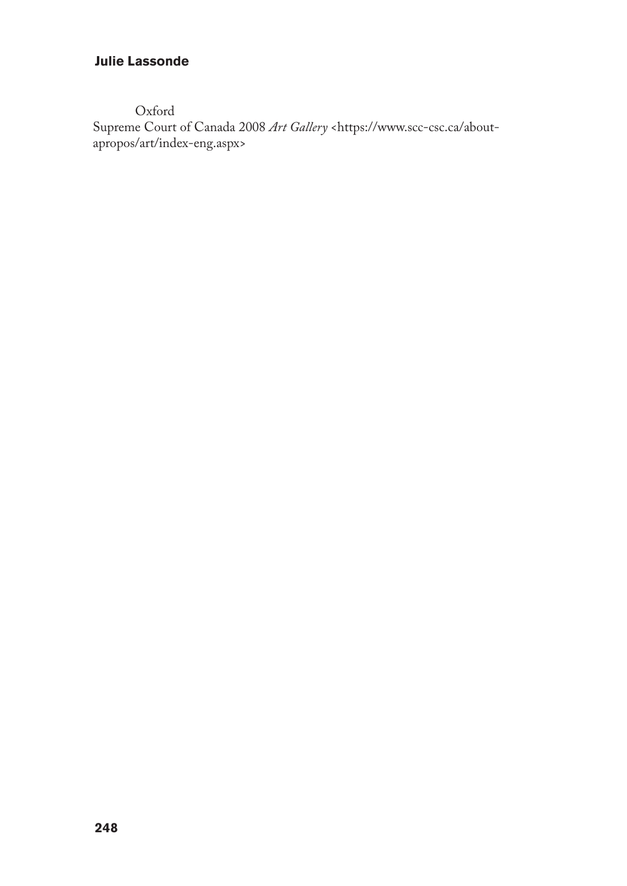Oxford

Supreme Court of Canada 2008 *Art Gallery* <https://www.scc-csc.ca/about-apropos/art/index-eng.aspx>